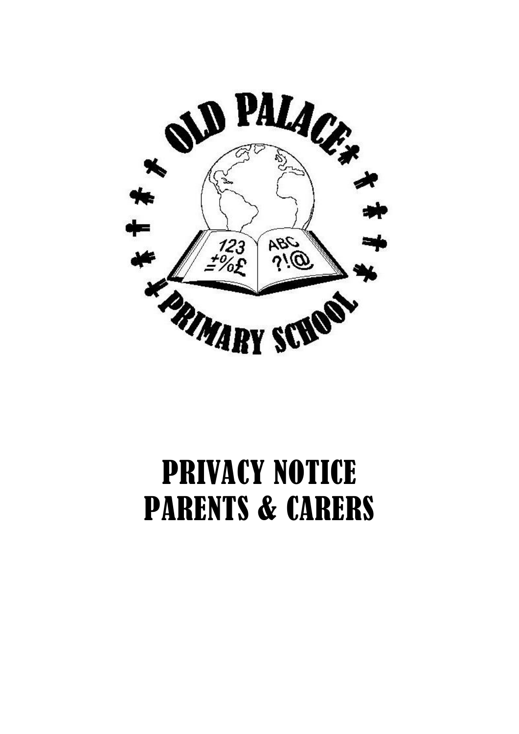# PRIVACY NOTICE
# PARENTS & CARERS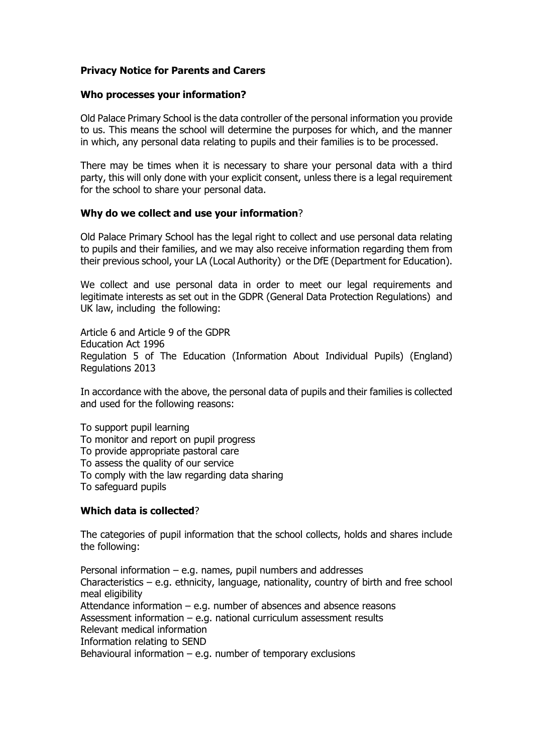**Privacy Notice for Parents and Carers**

**Who processes your information?**

Old Palace Primary School is the data controller of the personal information you provide to us. This means the school will determine the purposes for which, and the manner in which, any personal data relating to pupils and their families is to be processed.

There may be times when it is necessary to share your personal data with a third party, this will only done with your explicit consent, unless there is a legal requirement for the school to share your personal data.

**Why do we collect and use your information**?

Old Palace Primary School has the legal right to collect and use personal data relating to pupils and their families, and we may also receive information regarding them from their previous school, your LA (Local Authority) or the DfE (Department for Education).

We collect and use personal data in order to meet our legal requirements and legitimate interests as set out in the GDPR (General Data Protection Regulations) and UK law, including the following:

Article 6 and Article 9 of the GDPR
Education Act 1996
Regulation 5 of The Education (Information About Individual Pupils) (England) Regulations 2013

In accordance with the above, the personal data of pupils and their families is collected and used for the following reasons:

To support pupil learning
To monitor and report on pupil progress
To provide appropriate pastoral care
To assess the quality of our service
To comply with the law regarding data sharing
To safeguard pupils

**Which data is collected**?

The categories of pupil information that the school collects, holds and shares include the following:

Personal information – e.g. names, pupil numbers and addresses
Characteristics – e.g. ethnicity, language, nationality, country of birth and free school meal eligibility
Attendance information – e.g. number of absences and absence reasons
Assessment information – e.g. national curriculum assessment results
Relevant medical information
Information relating to SEND
Behavioural information – e.g. number of temporary exclusions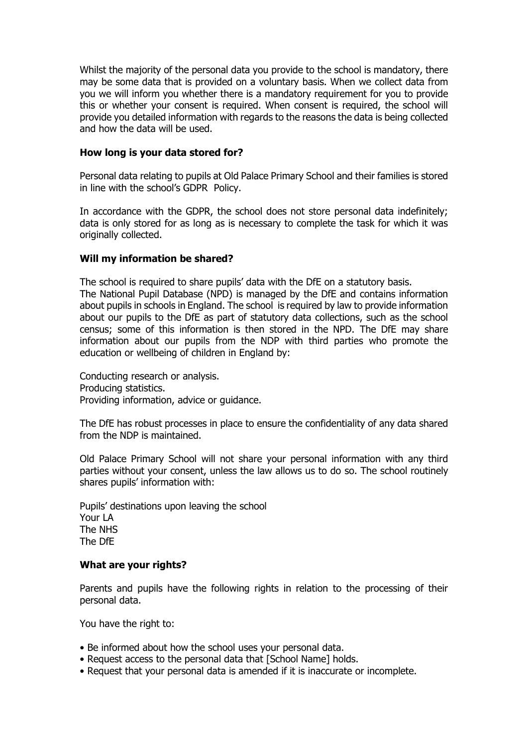Whilst the majority of the personal data you provide to the school is mandatory, there may be some data that is provided on a voluntary basis. When we collect data from you we will inform you whether there is a mandatory requirement for you to provide this or whether your consent is required. When consent is required, the school will provide you detailed information with regards to the reasons the data is being collected and how the data will be used.

**How long is your data stored for?**

Personal data relating to pupils at Old Palace Primary School and their families is stored in line with the school's GDPR Policy.

In accordance with the GDPR, the school does not store personal data indefinitely; data is only stored for as long as is necessary to complete the task for which it was originally collected.

**Will my information be shared?**

The school is required to share pupils' data with the DfE on a statutory basis.
The National Pupil Database (NPD) is managed by the DfE and contains information about pupils in schools in England. The school is required by law to provide information about our pupils to the DfE as part of statutory data collections, such as the school census; some of this information is then stored in the NPD. The DfE may share information about our pupils from the NDP with third parties who promote the education or wellbeing of children in England by:

Conducting research or analysis.
Producing statistics.
Providing information, advice or guidance.

The DfE has robust processes in place to ensure the confidentiality of any data shared from the NDP is maintained.

Old Palace Primary School will not share your personal information with any third parties without your consent, unless the law allows us to do so. The school routinely shares pupils' information with:

Pupils' destinations upon leaving the school
Your LA
The NHS
The DfE

**What are your rights?**

Parents and pupils have the following rights in relation to the processing of their personal data.

You have the right to:

- Be informed about how the school uses your personal data.
- Request access to the personal data that [School Name] holds.
- Request that your personal data is amended if it is inaccurate or incomplete.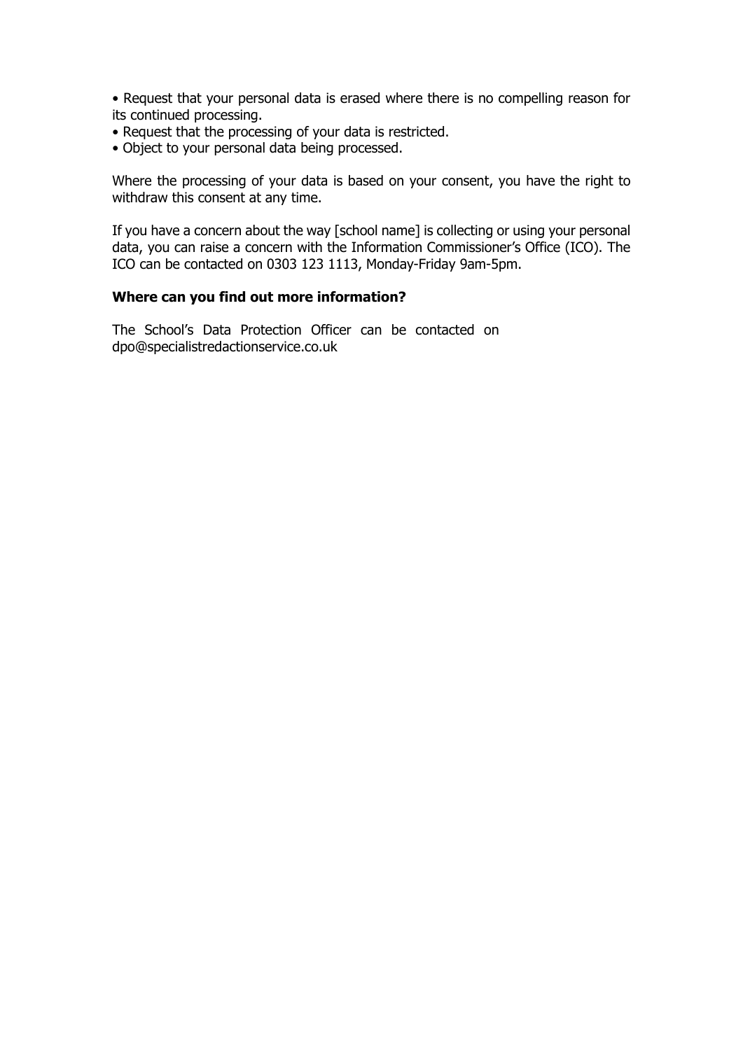- Request that your personal data is erased where there is no compelling reason for its continued processing.
- Request that the processing of your data is restricted.
- Object to your personal data being processed.

Where the processing of your data is based on your consent, you have the right to withdraw this consent at any time.

If you have a concern about the way [school name] is collecting or using your personal data, you can raise a concern with the Information Commissioner's Office (ICO). The ICO can be contacted on 0303 123 1113, Monday-Friday 9am-5pm.

**Where can you find out more information?**

The School's Data Protection Officer can be contacted on dpo@specialistredactionservice.co.uk